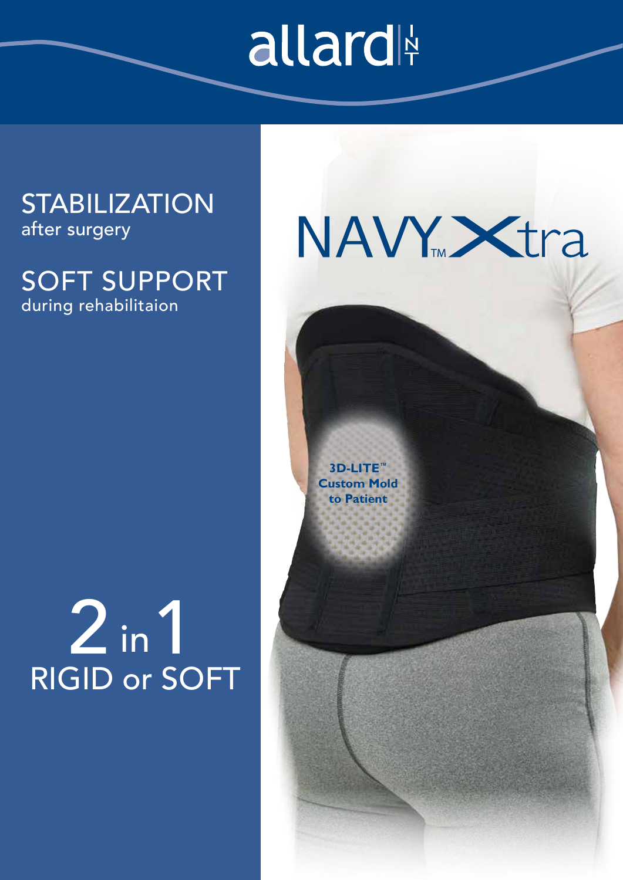# allard INT

## NAVY™ Xtra

**STABILIZATION**
after surgery

**SOFT SUPPORT**
during rehabilitaion

**2 in 1**
**RIGID or SOFT**

**3D-LITE™ Custom Mold to Patient**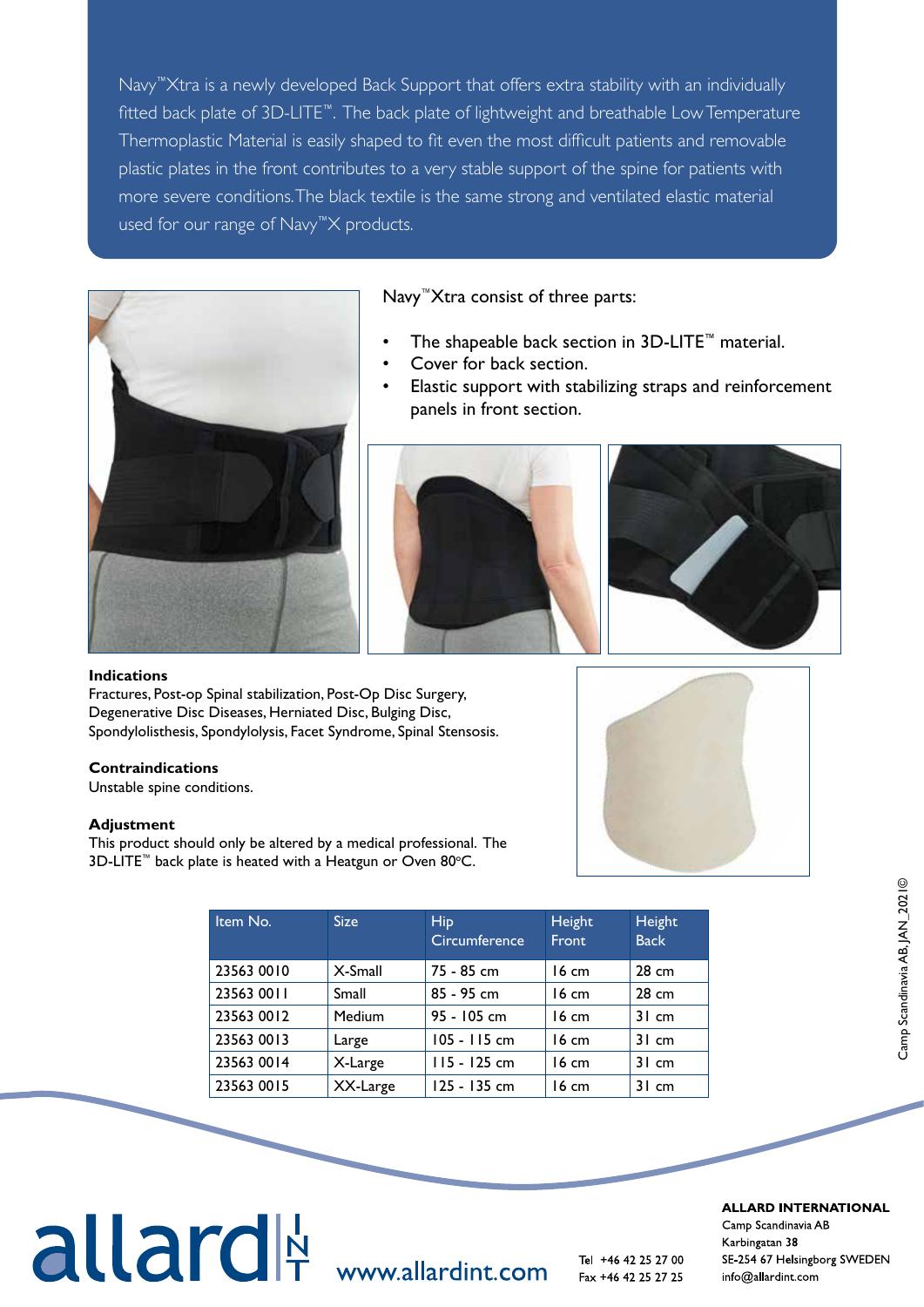Navy™Xtra is a newly developed Back Support that offers extra stability with an individually fitted back plate of 3D-LITE™. The back plate of lightweight and breathable Low Temperature Thermoplastic Material is easily shaped to fit even the most difficult patients and removable plastic plates in the front contributes to a very stable support of the spine for patients with more severe conditions. The black textile is the same strong and ventilated elastic material used for our range of Navy™X products.

Navy™Xtra consist of three parts:

- The shapeable back section in 3D-LITE™ material.
- Cover for back section.
- Elastic support with stabilizing straps and reinforcement panels in front section.

**Indications**
Fractures, Post-op Spinal stabilization, Post-Op Disc Surgery, Degenerative Disc Diseases, Herniated Disc, Bulging Disc, Spondylolisthesis, Spondylolysis, Facet Syndrome, Spinal Stensosis.

**Contraindications**
Unstable spine conditions.

**Adjustment**
This product should only be altered by a medical professional. The 3D-LITE™ back plate is heated with a Heatgun or Oven 80°C.

| Item No. | Size | Hip Circumference | Height Front | Height Back |
|---|---|---|---|---|
| 23563 0010 | X-Small | 75 - 85 cm | 16 cm | 28 cm |
| 23563 0011 | Small | 85 - 95 cm | 16 cm | 28 cm |
| 23563 0012 | Medium | 95 - 105 cm | 16 cm | 31 cm |
| 23563 0013 | Large | 105 - 115 cm | 16 cm | 31 cm |
| 23563 0014 | X-Large | 115 - 125 cm | 16 cm | 31 cm |
| 23563 0015 | XX-Large | 125 - 135 cm | 16 cm | 31 cm |

Camp Scandinavia AB, JAN_2021©

allard IN T

www.allardint.com

Tel +46 42 25 27 00
Fax +46 42 25 27 25

**ALLARD INTERNATIONAL**
Camp Scandinavia AB
Karbingatan 38
SE-254 67 Helsingborg SWEDEN
info@allardint.com